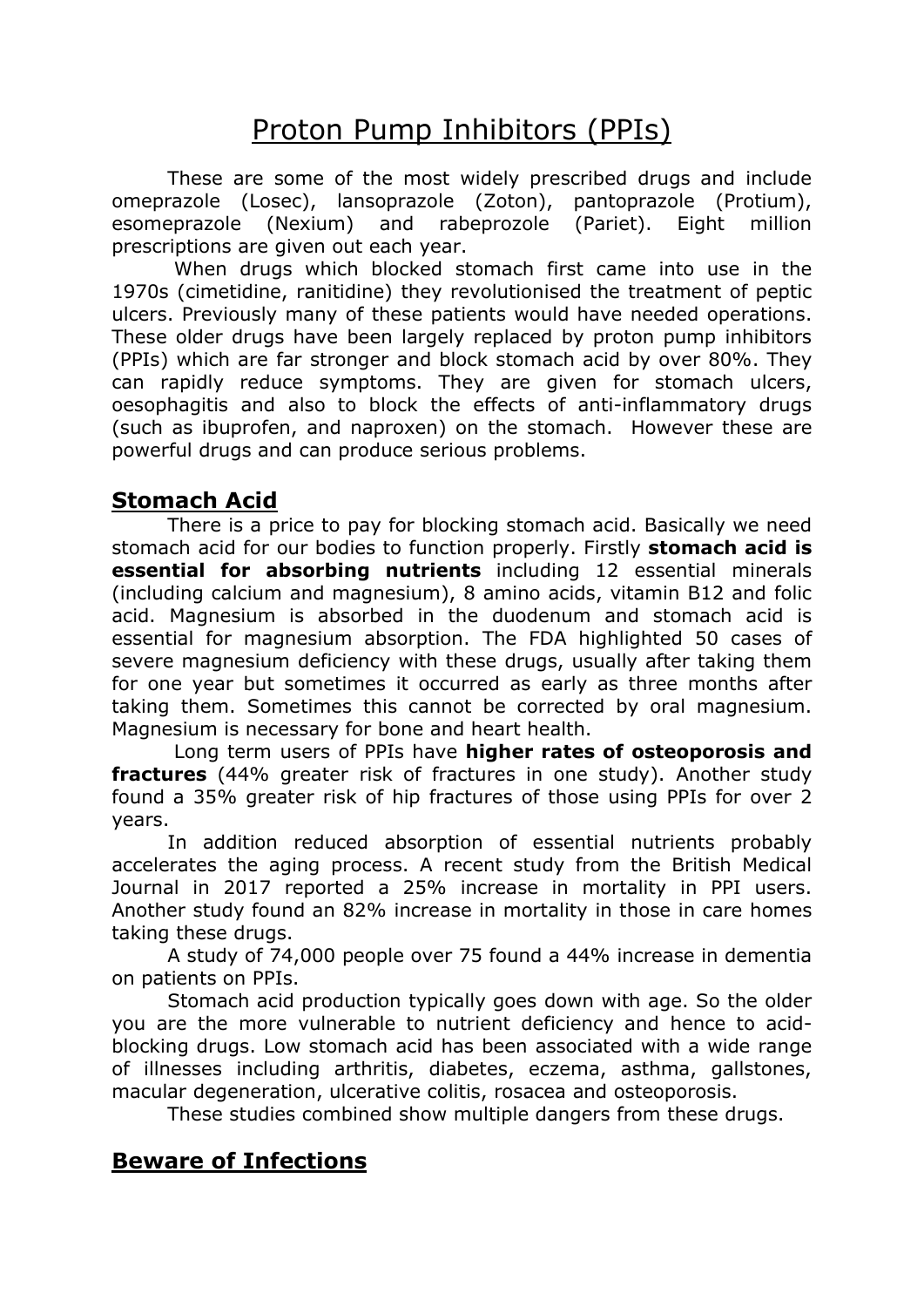# Proton Pump Inhibitors (PPIs)

These are some of the most widely prescribed drugs and include omeprazole (Losec), lansoprazole (Zoton), pantoprazole (Protium), esomeprazole (Nexium) and rabeprozole (Pariet). Eight million prescriptions are given out each year.

When drugs which blocked stomach first came into use in the 1970s (cimetidine, ranitidine) they revolutionised the treatment of peptic ulcers. Previously many of these patients would have needed operations. These older drugs have been largely replaced by proton pump inhibitors (PPIs) which are far stronger and block stomach acid by over 80%. They can rapidly reduce symptoms. They are given for stomach ulcers, oesophagitis and also to block the effects of anti-inflammatory drugs (such as ibuprofen, and naproxen) on the stomach. However these are powerful drugs and can produce serious problems.

## Stomach Acid

There is a price to pay for blocking stomach acid. Basically we need stomach acid for our bodies to function properly. Firstly **stomach acid is essential for absorbing nutrients** including 12 essential minerals (including calcium and magnesium), 8 amino acids, vitamin B12 and folic acid. Magnesium is absorbed in the duodenum and stomach acid is essential for magnesium absorption. The FDA highlighted 50 cases of severe magnesium deficiency with these drugs, usually after taking them for one year but sometimes it occurred as early as three months after taking them. Sometimes this cannot be corrected by oral magnesium. Magnesium is necessary for bone and heart health.

Long term users of PPIs have **higher rates of osteoporosis and fractures** (44% greater risk of fractures in one study). Another study found a 35% greater risk of hip fractures of those using PPIs for over 2 years.

In addition reduced absorption of essential nutrients probably accelerates the aging process. A recent study from the British Medical Journal in 2017 reported a 25% increase in mortality in PPI users. Another study found an 82% increase in mortality in those in care homes taking these drugs.

A study of 74,000 people over 75 found a 44% increase in dementia on patients on PPIs.

Stomach acid production typically goes down with age. So the older you are the more vulnerable to nutrient deficiency and hence to acid-blocking drugs. Low stomach acid has been associated with a wide range of illnesses including arthritis, diabetes, eczema, asthma, gallstones, macular degeneration, ulcerative colitis, rosacea and osteoporosis.

These studies combined show multiple dangers from these drugs.

## Beware of Infections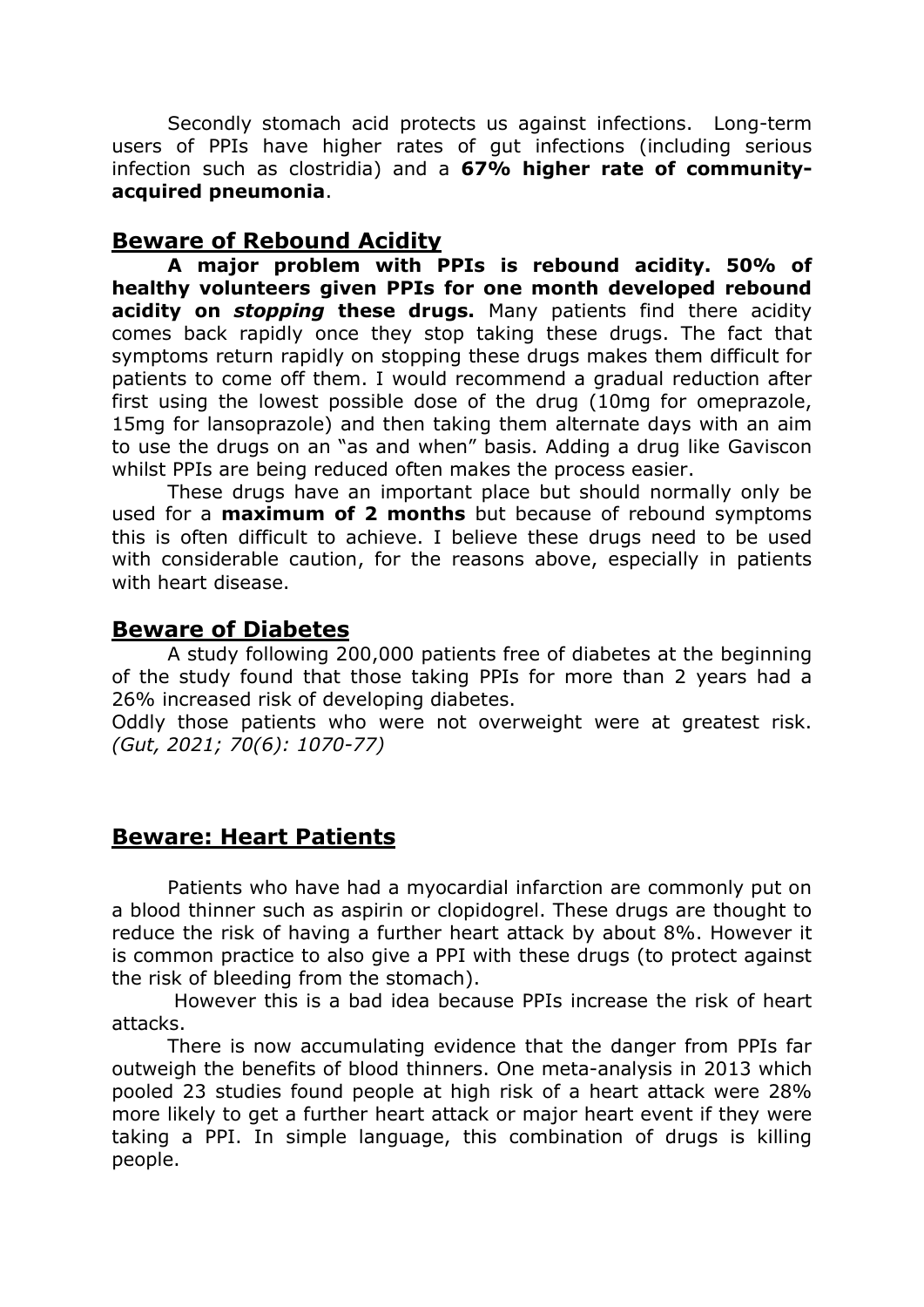Secondly stomach acid protects us against infections. Long-term users of PPIs have higher rates of gut infections (including serious infection such as clostridia) and a **67% higher rate of community-acquired pneumonia**.

## Beware of Rebound Acidity

**A major problem with PPIs is rebound acidity. 50% of healthy volunteers given PPIs for one month developed rebound acidity on *stopping* these drugs.** Many patients find there acidity comes back rapidly once they stop taking these drugs. The fact that symptoms return rapidly on stopping these drugs makes them difficult for patients to come off them. I would recommend a gradual reduction after first using the lowest possible dose of the drug (10mg for omeprazole, 15mg for lansoprazole) and then taking them alternate days with an aim to use the drugs on an "as and when" basis. Adding a drug like Gaviscon whilst PPIs are being reduced often makes the process easier.

These drugs have an important place but should normally only be used for a **maximum of 2 months** but because of rebound symptoms this is often difficult to achieve. I believe these drugs need to be used with considerable caution, for the reasons above, especially in patients with heart disease.

## Beware of Diabetes

A study following 200,000 patients free of diabetes at the beginning of the study found that those taking PPIs for more than 2 years had a 26% increased risk of developing diabetes.

Oddly those patients who were not overweight were at greatest risk. *(Gut, 2021; 70(6): 1070-77)*

## Beware: Heart Patients

Patients who have had a myocardial infarction are commonly put on a blood thinner such as aspirin or clopidogrel. These drugs are thought to reduce the risk of having a further heart attack by about 8%. However it is common practice to also give a PPI with these drugs (to protect against the risk of bleeding from the stomach).

However this is a bad idea because PPIs increase the risk of heart attacks.

There is now accumulating evidence that the danger from PPIs far outweigh the benefits of blood thinners. One meta-analysis in 2013 which pooled 23 studies found people at high risk of a heart attack were 28% more likely to get a further heart attack or major heart event if they were taking a PPI. In simple language, this combination of drugs is killing people.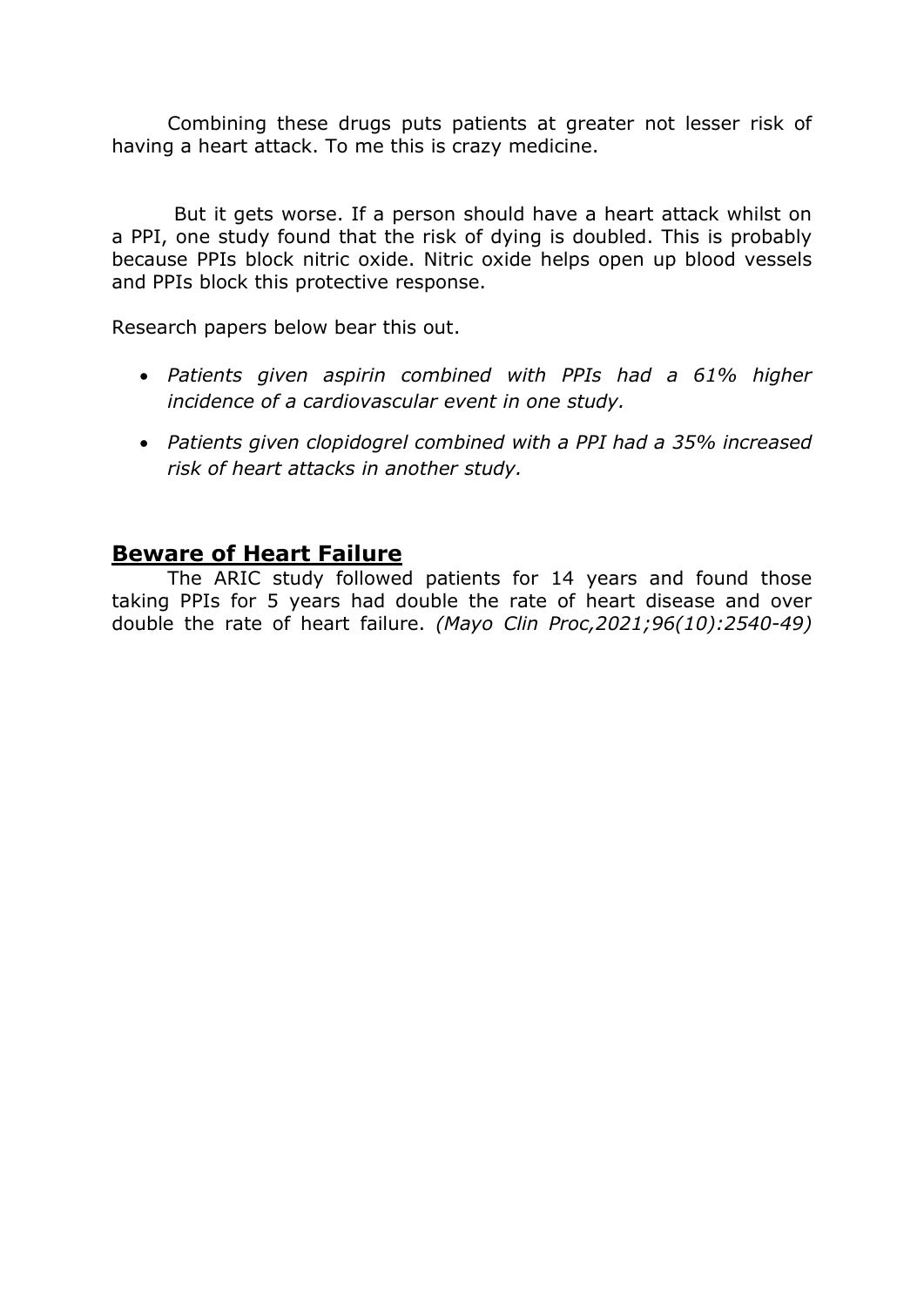Combining these drugs puts patients at greater not lesser risk of having a heart attack. To me this is crazy medicine.

But it gets worse. If a person should have a heart attack whilst on a PPI, one study found that the risk of dying is doubled. This is probably because PPIs block nitric oxide. Nitric oxide helps open up blood vessels and PPIs block this protective response.

Research papers below bear this out.

- *Patients given aspirin combined with PPIs had a 61% higher incidence of a cardiovascular event in one study.*
- *Patients given clopidogrel combined with a PPI had a 35% increased risk of heart attacks in another study.*

## **Beware of Heart Failure**

The ARIC study followed patients for 14 years and found those taking PPIs for 5 years had double the rate of heart disease and over double the rate of heart failure. *(Mayo Clin Proc,2021;96(10):2540-49)*